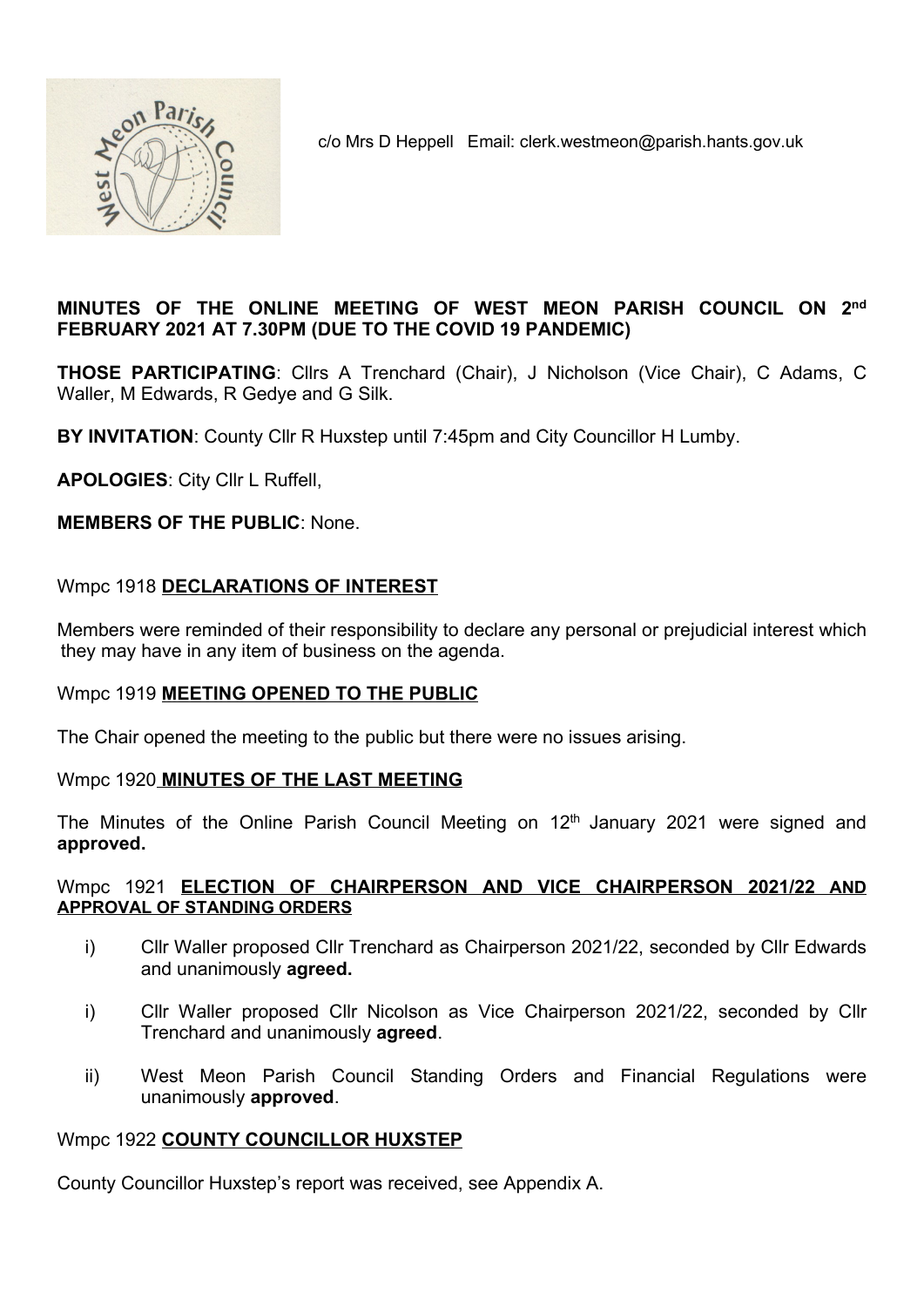c/o Mrs D Heppell Email: clerk.westmeon@parish.hants.gov.uk

**MINUTES OF THE ONLINE MEETING OF WEST MEON PARISH COUNCIL ON 2nd FEBRUARY 2021 AT 7.30PM (DUE TO THE COVID 19 PANDEMIC)**

**THOSE PARTICIPATING**: Cllrs A Trenchard (Chair), J Nicholson (Vice Chair), C Adams, C Waller, M Edwards, R Gedye and G Silk.

**BY INVITATION**: County Cllr R Huxstep until 7:45pm and City Councillor H Lumby.

**APOLOGIES**: City Cllr L Ruffell,

**MEMBERS OF THE PUBLIC**: None.

Wmpc 1918 **DECLARATIONS OF INTEREST**

Members were reminded of their responsibility to declare any personal or prejudicial interest which they may have in any item of business on the agenda.

Wmpc 1919 **MEETING OPENED TO THE PUBLIC**

The Chair opened the meeting to the public but there were no issues arising.

Wmpc 1920 **MINUTES OF THE LAST MEETING**

The Minutes of the Online Parish Council Meeting on 12th January 2021 were signed and **approved.**

Wmpc 1921 **ELECTION OF CHAIRPERSON AND VICE CHAIRPERSON 2021/22 AND APPROVAL OF STANDING ORDERS**

i) Cllr Waller proposed Cllr Trenchard as Chairperson 2021/22, seconded by Cllr Edwards and unanimously **agreed.**

i) Cllr Waller proposed Cllr Nicolson as Vice Chairperson 2021/22, seconded by Cllr Trenchard and unanimously **agreed**.

ii) West Meon Parish Council Standing Orders and Financial Regulations were unanimously **approved**.

Wmpc 1922 **COUNTY COUNCILLOR HUXSTEP**

County Councillor Huxstep's report was received, see Appendix A.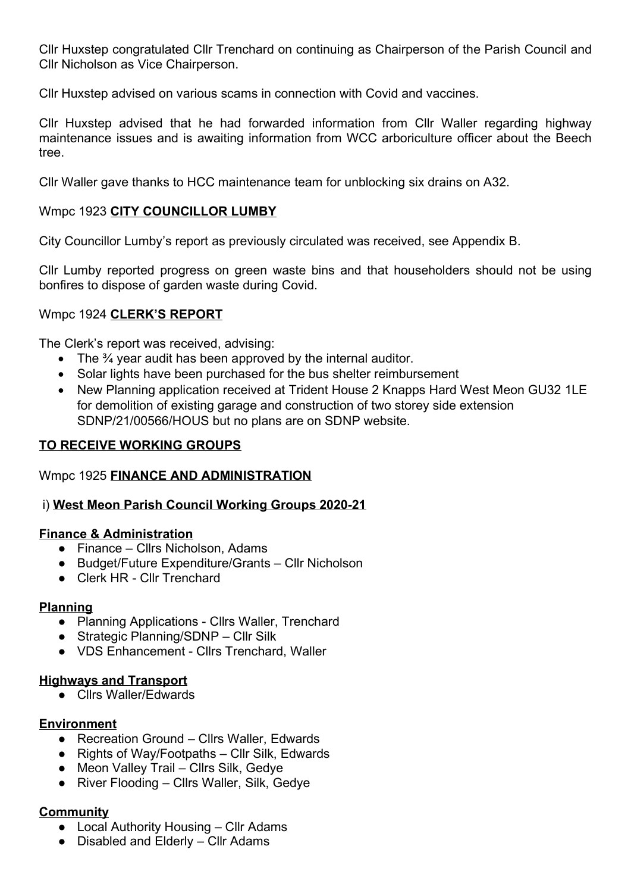Cllr Huxstep congratulated Cllr Trenchard on continuing as Chairperson of the Parish Council and Cllr Nicholson as Vice Chairperson.

Cllr Huxstep advised on various scams in connection with Covid and vaccines.

Cllr Huxstep advised that he had forwarded information from Cllr Waller regarding highway maintenance issues and is awaiting information from WCC arboriculture officer about the Beech tree.

Cllr Waller gave thanks to HCC maintenance team for unblocking six drains on A32.

Wmpc 1923 **CITY COUNCILLOR LUMBY**

City Councillor Lumby's report as previously circulated was received, see Appendix B.

Cllr Lumby reported progress on green waste bins and that householders should not be using bonfires to dispose of garden waste during Covid.

Wmpc 1924 **CLERK'S REPORT**

The Clerk's report was received, advising:

- The ¾ year audit has been approved by the internal auditor.
- Solar lights have been purchased for the bus shelter reimbursement
- New Planning application received at Trident House 2 Knapps Hard West Meon GU32 1LE for demolition of existing garage and construction of two storey side extension SDNP/21/00566/HOUS but no plans are on SDNP website.

**TO RECEIVE WORKING GROUPS**

Wmpc 1925 **FINANCE AND ADMINISTRATION**

i) **West Meon Parish Council Working Groups 2020-21**

**Finance & Administration**

- Finance – Cllrs Nicholson, Adams
- Budget/Future Expenditure/Grants – Cllr Nicholson
- Clerk HR - Cllr Trenchard

**Planning**

- Planning Applications - Cllrs Waller, Trenchard
- Strategic Planning/SDNP – Cllr Silk
- VDS Enhancement - Cllrs Trenchard, Waller

**Highways and Transport**

- Cllrs Waller/Edwards

**Environment**

- Recreation Ground – Cllrs Waller, Edwards
- Rights of Way/Footpaths – Cllr Silk, Edwards
- Meon Valley Trail – Cllrs Silk, Gedye
- River Flooding – Cllrs Waller, Silk, Gedye

**Community**

- Local Authority Housing – Cllr Adams
- Disabled and Elderly – Cllr Adams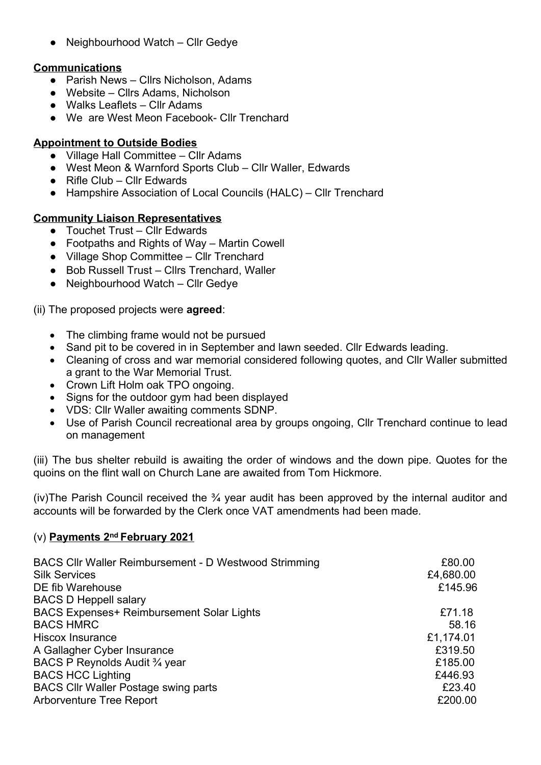- Neighbourhood Watch – Cllr Gedye

**Communications**

- Parish News – Cllrs Nicholson, Adams
- Website – Cllrs Adams, Nicholson
- Walks Leaflets – Cllr Adams
- We are West Meon Facebook- Cllr Trenchard

**Appointment to Outside Bodies**

- Village Hall Committee – Cllr Adams
- West Meon & Warnford Sports Club – Cllr Waller, Edwards
- Rifle Club – Cllr Edwards
- Hampshire Association of Local Councils (HALC) – Cllr Trenchard

**Community Liaison Representatives**

- Touchet Trust – Cllr Edwards
- Footpaths and Rights of Way – Martin Cowell
- Village Shop Committee – Cllr Trenchard
- Bob Russell Trust – Cllrs Trenchard, Waller
- Neighbourhood Watch – Cllr Gedye

(ii) The proposed projects were **agreed**:

- The climbing frame would not be pursued
- Sand pit to be covered in in September and lawn seeded. Cllr Edwards leading.
- Cleaning of cross and war memorial considered following quotes, and Cllr Waller submitted a grant to the War Memorial Trust.
- Crown Lift Holm oak TPO ongoing.
- Signs for the outdoor gym had been displayed
- VDS: Cllr Waller awaiting comments SDNP.
- Use of Parish Council recreational area by groups ongoing, Cllr Trenchard continue to lead on management

(iii) The bus shelter rebuild is awaiting the order of windows and the down pipe. Quotes for the quoins on the flint wall on Church Lane are awaited from Tom Hickmore.

(iv)The Parish Council received the ¾ year audit has been approved by the internal auditor and accounts will be forwarded by the Clerk once VAT amendments had been made.

(v) **Payments 2nd February 2021**

| | |
|---|---|
| BACS Cllr Waller Reimbursement - D Westwood Strimming | £80.00 |
| Silk Services | £4,680.00 |
| DE fib Warehouse | £145.96 |
| BACS D Heppell salary | |
| BACS Expenses+ Reimbursement Solar Lights | £71.18 |
| BACS HMRC | 58.16 |
| Hiscox Insurance | £1,174.01 |
| A Gallagher Cyber Insurance | £319.50 |
| BACS P Reynolds Audit ¾ year | £185.00 |
| BACS HCC Lighting | £446.93 |
| BACS Cllr Waller Postage swing parts | £23.40 |
| Arborventure Tree Report | £200.00 |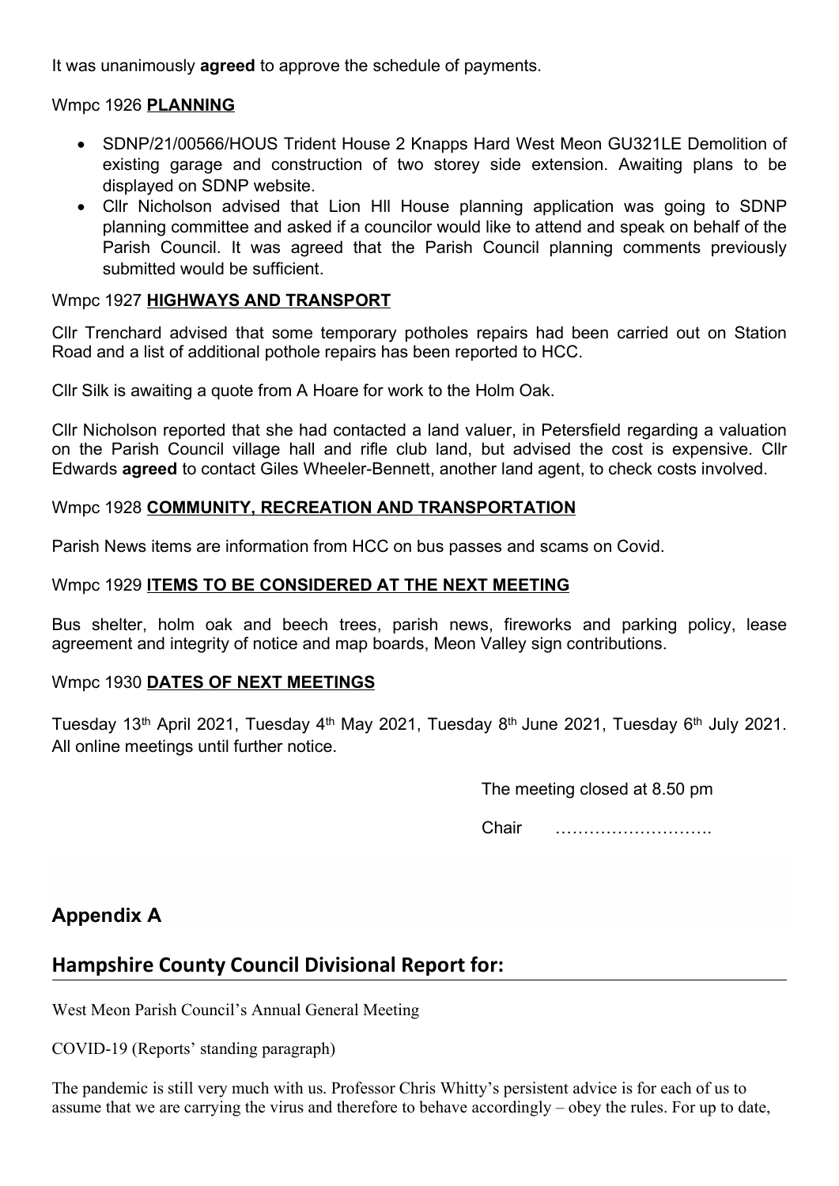It was unanimously **agreed** to approve the schedule of payments.

Wmpc 1926 **PLANNING**

- SDNP/21/00566/HOUS Trident House 2 Knapps Hard West Meon GU321LE Demolition of existing garage and construction of two storey side extension. Awaiting plans to be displayed on SDNP website.
- Cllr Nicholson advised that Lion Hll House planning application was going to SDNP planning committee and asked if a councilor would like to attend and speak on behalf of the Parish Council. It was agreed that the Parish Council planning comments previously submitted would be sufficient.

Wmpc 1927 **HIGHWAYS AND TRANSPORT**

Cllr Trenchard advised that some temporary potholes repairs had been carried out on Station Road and a list of additional pothole repairs has been reported to HCC.

Cllr Silk is awaiting a quote from A Hoare for work to the Holm Oak.

Cllr Nicholson reported that she had contacted a land valuer, in Petersfield regarding a valuation on the Parish Council village hall and rifle club land, but advised the cost is expensive. Cllr Edwards **agreed** to contact Giles Wheeler-Bennett, another land agent, to check costs involved.

Wmpc 1928 **COMMUNITY, RECREATION AND TRANSPORTATION**

Parish News items are information from HCC on bus passes and scams on Covid.

Wmpc 1929 **ITEMS TO BE CONSIDERED AT THE NEXT MEETING**

Bus shelter, holm oak and beech trees, parish news, fireworks and parking policy, lease agreement and integrity of notice and map boards, Meon Valley sign contributions.

Wmpc 1930 **DATES OF NEXT MEETINGS**

Tuesday 13th April 2021, Tuesday 4th May 2021, Tuesday 8th June 2021, Tuesday 6th July 2021. All online meetings until further notice.

The meeting closed at 8.50 pm

Chair ……………………….

## Appendix A

## Hampshire County Council Divisional Report for:

West Meon Parish Council's Annual General Meeting

COVID-19 (Reports' standing paragraph)

The pandemic is still very much with us. Professor Chris Whitty's persistent advice is for each of us to assume that we are carrying the virus and therefore to behave accordingly – obey the rules. For up to date,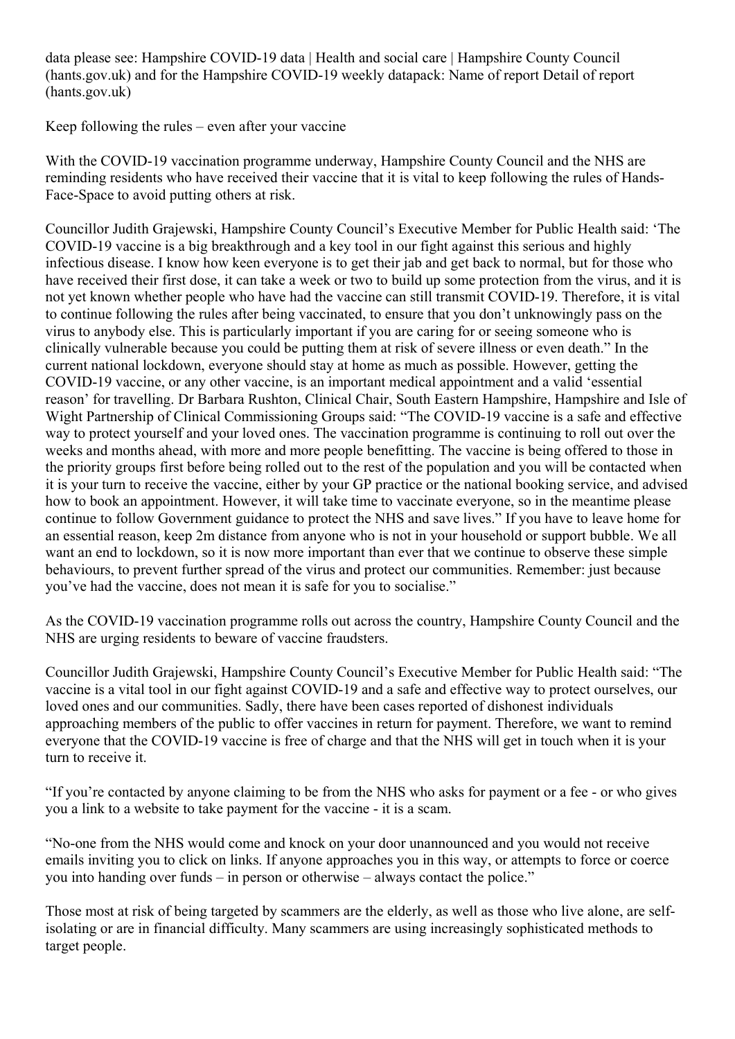data please see: Hampshire COVID-19 data | Health and social care | Hampshire County Council (hants.gov.uk) and for the Hampshire COVID-19 weekly datapack: Name of report Detail of report (hants.gov.uk)

Keep following the rules – even after your vaccine

With the COVID-19 vaccination programme underway, Hampshire County Council and the NHS are reminding residents who have received their vaccine that it is vital to keep following the rules of Hands-Face-Space to avoid putting others at risk.

Councillor Judith Grajewski, Hampshire County Council's Executive Member for Public Health said: 'The COVID-19 vaccine is a big breakthrough and a key tool in our fight against this serious and highly infectious disease. I know how keen everyone is to get their jab and get back to normal, but for those who have received their first dose, it can take a week or two to build up some protection from the virus, and it is not yet known whether people who have had the vaccine can still transmit COVID-19. Therefore, it is vital to continue following the rules after being vaccinated, to ensure that you don't unknowingly pass on the virus to anybody else. This is particularly important if you are caring for or seeing someone who is clinically vulnerable because you could be putting them at risk of severe illness or even death." In the current national lockdown, everyone should stay at home as much as possible. However, getting the COVID-19 vaccine, or any other vaccine, is an important medical appointment and a valid 'essential reason' for travelling. Dr Barbara Rushton, Clinical Chair, South Eastern Hampshire, Hampshire and Isle of Wight Partnership of Clinical Commissioning Groups said: "The COVID-19 vaccine is a safe and effective way to protect yourself and your loved ones. The vaccination programme is continuing to roll out over the weeks and months ahead, with more and more people benefitting. The vaccine is being offered to those in the priority groups first before being rolled out to the rest of the population and you will be contacted when it is your turn to receive the vaccine, either by your GP practice or the national booking service, and advised how to book an appointment. However, it will take time to vaccinate everyone, so in the meantime please continue to follow Government guidance to protect the NHS and save lives." If you have to leave home for an essential reason, keep 2m distance from anyone who is not in your household or support bubble. We all want an end to lockdown, so it is now more important than ever that we continue to observe these simple behaviours, to prevent further spread of the virus and protect our communities. Remember: just because you've had the vaccine, does not mean it is safe for you to socialise."

As the COVID-19 vaccination programme rolls out across the country, Hampshire County Council and the NHS are urging residents to beware of vaccine fraudsters.

Councillor Judith Grajewski, Hampshire County Council's Executive Member for Public Health said: "The vaccine is a vital tool in our fight against COVID-19 and a safe and effective way to protect ourselves, our loved ones and our communities. Sadly, there have been cases reported of dishonest individuals approaching members of the public to offer vaccines in return for payment. Therefore, we want to remind everyone that the COVID-19 vaccine is free of charge and that the NHS will get in touch when it is your turn to receive it.

"If you're contacted by anyone claiming to be from the NHS who asks for payment or a fee - or who gives you a link to a website to take payment for the vaccine - it is a scam.

"No-one from the NHS would come and knock on your door unannounced and you would not receive emails inviting you to click on links. If anyone approaches you in this way, or attempts to force or coerce you into handing over funds – in person or otherwise – always contact the police."

Those most at risk of being targeted by scammers are the elderly, as well as those who live alone, are self-isolating or are in financial difficulty. Many scammers are using increasingly sophisticated methods to target people.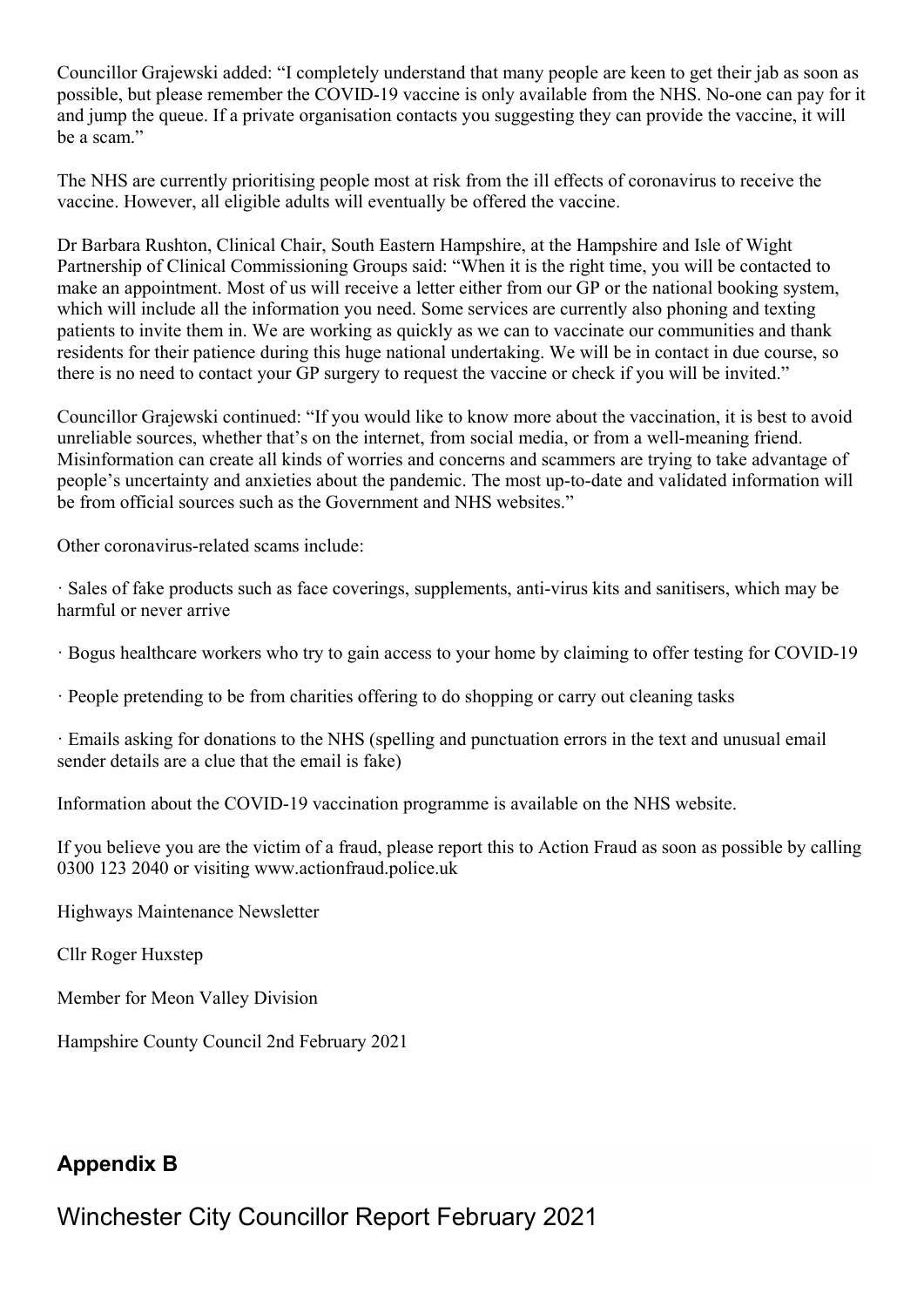Councillor Grajewski added: "I completely understand that many people are keen to get their jab as soon as possible, but please remember the COVID-19 vaccine is only available from the NHS. No-one can pay for it and jump the queue. If a private organisation contacts you suggesting they can provide the vaccine, it will be a scam."

The NHS are currently prioritising people most at risk from the ill effects of coronavirus to receive the vaccine. However, all eligible adults will eventually be offered the vaccine.

Dr Barbara Rushton, Clinical Chair, South Eastern Hampshire, at the Hampshire and Isle of Wight Partnership of Clinical Commissioning Groups said: "When it is the right time, you will be contacted to make an appointment. Most of us will receive a letter either from our GP or the national booking system, which will include all the information you need. Some services are currently also phoning and texting patients to invite them in. We are working as quickly as we can to vaccinate our communities and thank residents for their patience during this huge national undertaking. We will be in contact in due course, so there is no need to contact your GP surgery to request the vaccine or check if you will be invited."

Councillor Grajewski continued: "If you would like to know more about the vaccination, it is best to avoid unreliable sources, whether that's on the internet, from social media, or from a well-meaning friend. Misinformation can create all kinds of worries and concerns and scammers are trying to take advantage of people's uncertainty and anxieties about the pandemic. The most up-to-date and validated information will be from official sources such as the Government and NHS websites."

Other coronavirus-related scams include:

· Sales of fake products such as face coverings, supplements, anti-virus kits and sanitisers, which may be harmful or never arrive

· Bogus healthcare workers who try to gain access to your home by claiming to offer testing for COVID-19

· People pretending to be from charities offering to do shopping or carry out cleaning tasks

· Emails asking for donations to the NHS (spelling and punctuation errors in the text and unusual email sender details are a clue that the email is fake)

Information about the COVID-19 vaccination programme is available on the NHS website.

If you believe you are the victim of a fraud, please report this to Action Fraud as soon as possible by calling 0300 123 2040 or visiting www.actionfraud.police.uk

Highways Maintenance Newsletter

Cllr Roger Huxstep

Member for Meon Valley Division

Hampshire County Council 2nd February 2021

## Appendix B

# Winchester City Councillor Report February 2021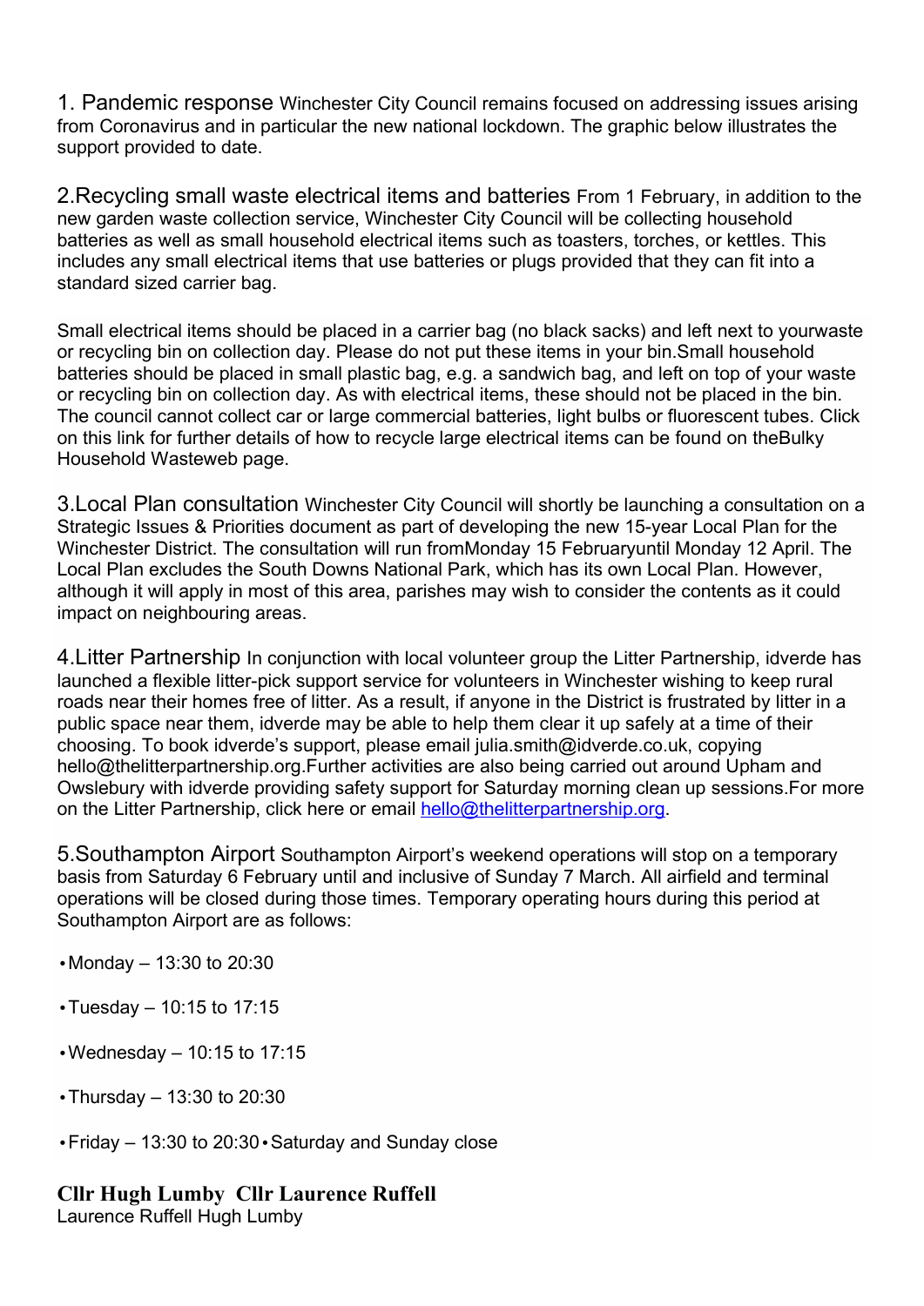1. Pandemic response Winchester City Council remains focused on addressing issues arising from Coronavirus and in particular the new national lockdown. The graphic below illustrates the support provided to date.

2.Recycling small waste electrical items and batteries From 1 February, in addition to the new garden waste collection service, Winchester City Council will be collecting household batteries as well as small household electrical items such as toasters, torches, or kettles. This includes any small electrical items that use batteries or plugs provided that they can fit into a standard sized carrier bag.

Small electrical items should be placed in a carrier bag (no black sacks) and left next to yourwaste or recycling bin on collection day. Please do not put these items in your bin.Small household batteries should be placed in small plastic bag, e.g. a sandwich bag, and left on top of your waste or recycling bin on collection day. As with electrical items, these should not be placed in the bin. The council cannot collect car or large commercial batteries, light bulbs or fluorescent tubes. Click on this link for further details of how to recycle large electrical items can be found on theBulky Household Wasteweb page.

3.Local Plan consultation Winchester City Council will shortly be launching a consultation on a Strategic Issues & Priorities document as part of developing the new 15-year Local Plan for the Winchester District. The consultation will run fromMonday 15 Februaryuntil Monday 12 April. The Local Plan excludes the South Downs National Park, which has its own Local Plan. However, although it will apply in most of this area, parishes may wish to consider the contents as it could impact on neighbouring areas.

4.Litter Partnership In conjunction with local volunteer group the Litter Partnership, idverde has launched a flexible litter-pick support service for volunteers in Winchester wishing to keep rural roads near their homes free of litter. As a result, if anyone in the District is frustrated by litter in a public space near them, idverde may be able to help them clear it up safely at a time of their choosing. To book idverde's support, please email julia.smith@idverde.co.uk, copying hello@thelitterpartnership.org.Further activities are also being carried out around Upham and Owslebury with idverde providing safety support for Saturday morning clean up sessions.For more on the Litter Partnership, click here or email hello@thelitterpartnership.org.

5.Southampton Airport Southampton Airport's weekend operations will stop on a temporary basis from Saturday 6 February until and inclusive of Sunday 7 March. All airfield and terminal operations will be closed during those times. Temporary operating hours during this period at Southampton Airport are as follows:

- Monday – 13:30 to 20:30
- Tuesday – 10:15 to 17:15
- Wednesday – 10:15 to 17:15
- Thursday – 13:30 to 20:30
- Friday – 13:30 to 20:30
- Saturday and Sunday close

**Cllr Hugh Lumby Cllr Laurence Ruffell**
Laurence Ruffell Hugh Lumby